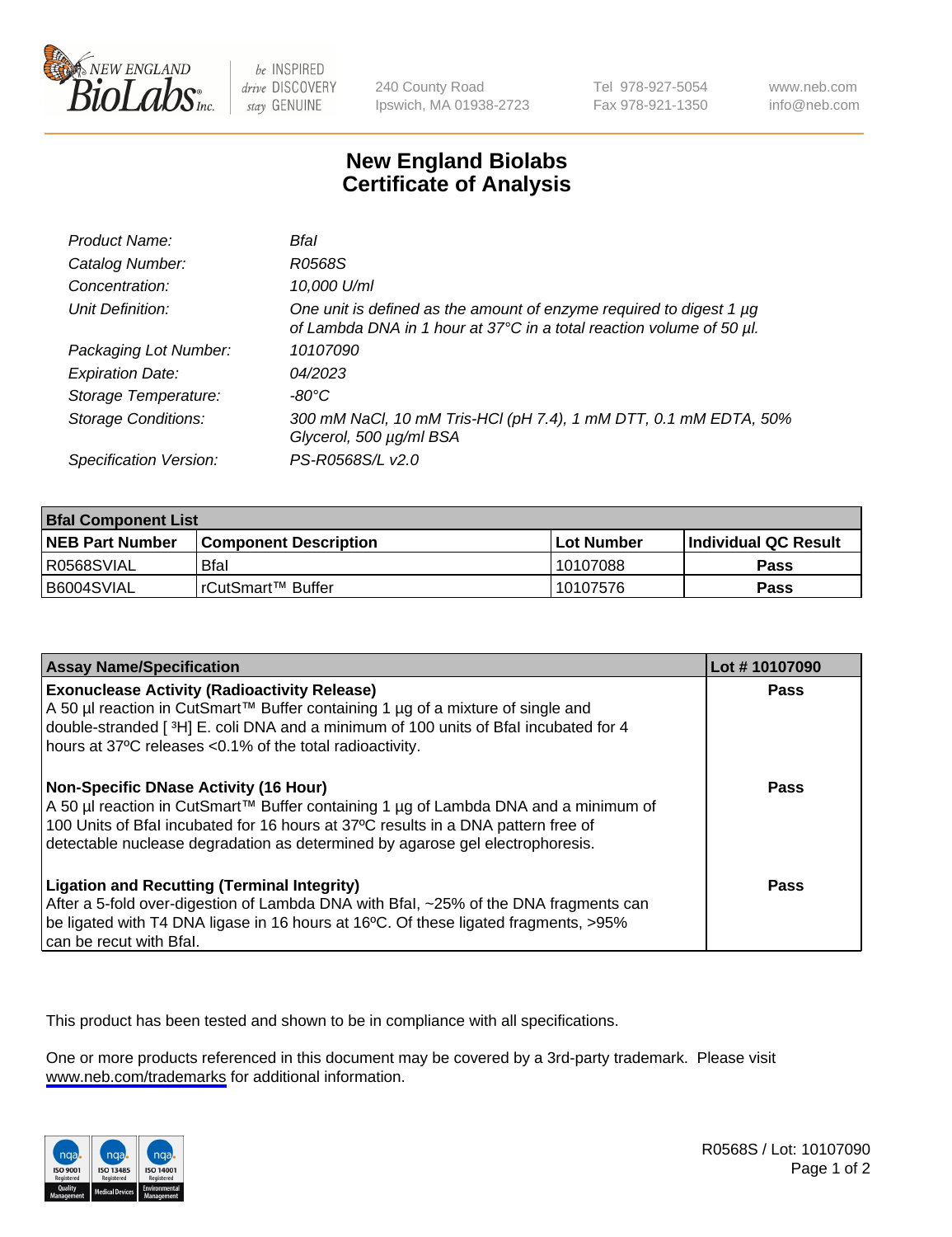# New England Biolabs Certificate of Analysis

| | |
|---|---|
| *Product Name:* | *BfaI* |
| *Catalog Number:* | *R0568S* |
| *Concentration:* | *10,000 U/ml* |
| *Unit Definition:* | *One unit is defined as the amount of enzyme required to digest 1 µg of Lambda DNA in 1 hour at 37°C in a total reaction volume of 50 µl.* |
| *Packaging Lot Number:* | *10107090* |
| *Expiration Date:* | *04/2023* |
| *Storage Temperature:* | *-80°C* |
| *Storage Conditions:* | *300 mM NaCl, 10 mM Tris-HCl (pH 7.4), 1 mM DTT, 0.1 mM EDTA, 50% Glycerol, 500 µg/ml BSA* |
| *Specification Version:* | *PS-R0568S/L v2.0* |

| **BfaI Component List** | | | |
|---|---|---|---|
| **NEB Part Number** | **Component Description** | **Lot Number** | **Individual QC Result** |
| R0568SVIAL | BfaI | 10107088 | **Pass** |
| B6004SVIAL | rCutSmart™ Buffer | 10107576 | **Pass** |

| **Assay Name/Specification** | **Lot # 10107090** |
|---|---|
| **Exonuclease Activity (Radioactivity Release)** A 50 µl reaction in CutSmart™ Buffer containing 1 µg of a mixture of single and double-stranded [ $^{3}$H] E. coli DNA and a minimum of 100 units of BfaI incubated for 4 hours at 37ºC releases <0.1% of the total radioactivity. | **Pass** |
| **Non-Specific DNase Activity (16 Hour)** A 50 µl reaction in CutSmart™ Buffer containing 1 µg of Lambda DNA and a minimum of 100 Units of BfaI incubated for 16 hours at 37ºC results in a DNA pattern free of detectable nuclease degradation as determined by agarose gel electrophoresis. | **Pass** |
| **Ligation and Recutting (Terminal Integrity)** After a 5-fold over-digestion of Lambda DNA with BfaI, ~25% of the DNA fragments can be ligated with T4 DNA ligase in 16 hours at 16ºC. Of these ligated fragments, >95% can be recut with BfaI. | **Pass** |

This product has been tested and shown to be in compliance with all specifications.

One or more products referenced in this document may be covered by a 3rd-party trademark. Please visit www.neb.com/trademarks for additional information.

R0568S / Lot: 10107090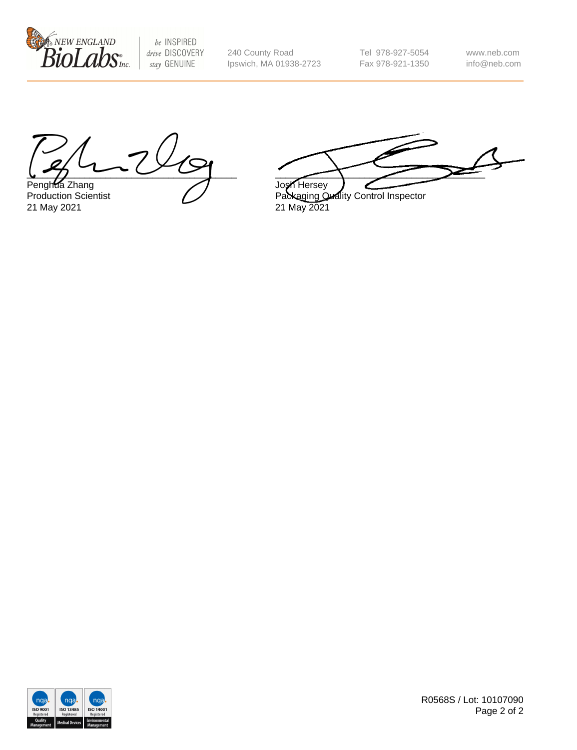Penghua Zhang
Production Scientist
21 May 2021

Josh Hersey
Packaging Quality Control Inspector
21 May 2021

R0568S / Lot: 10107090